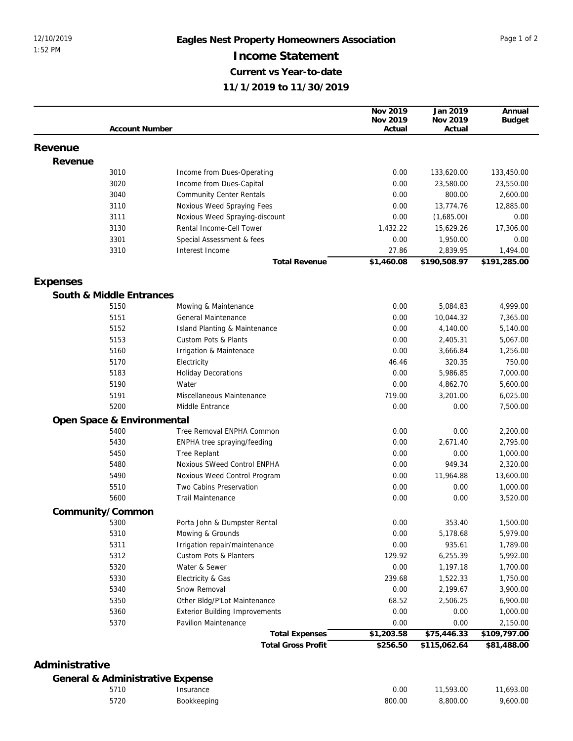12/10/2019
1:52 PM

# Eagles Nest Property Homeowners Association

## Income Statement

### Current vs Year-to-date

### 11/1/2019 to 11/30/2019

| Account Number | | Nov 2019 Nov 2019 Actual | Jan 2019 Nov 2019 Actual | Annual Budget |
|---|---|---|---|---|
| **Revenue** | | | | |
| **Revenue** | | | | |
| 3010 | Income from Dues-Operating | 0.00 | 133,620.00 | 133,450.00 |
| 3020 | Income from Dues-Capital | 0.00 | 23,580.00 | 23,550.00 |
| 3040 | Community Center Rentals | 0.00 | 800.00 | 2,600.00 |
| 3110 | Noxious Weed Spraying Fees | 0.00 | 13,774.76 | 12,885.00 |
| 3111 | Noxious Weed Spraying-discount | 0.00 | (1,685.00) | 0.00 |
| 3130 | Rental Income-Cell Tower | 1,432.22 | 15,629.26 | 17,306.00 |
| 3301 | Special Assessment & fees | 0.00 | 1,950.00 | 0.00 |
| 3310 | Interest Income | 27.86 | 2,839.95 | 1,494.00 |
| | **Total Revenue** | **$1,460.08** | **$190,508.97** | **$191,285.00** |
| **Expenses** | | | | |
| **South & Middle Entrances** | | | | |
| 5150 | Mowing & Maintenance | 0.00 | 5,084.83 | 4,999.00 |
| 5151 | General Maintenance | 0.00 | 10,044.32 | 7,365.00 |
| 5152 | Island Planting & Maintenance | 0.00 | 4,140.00 | 5,140.00 |
| 5153 | Custom Pots & Plants | 0.00 | 2,405.31 | 5,067.00 |
| 5160 | Irrigation & Maintenace | 0.00 | 3,666.84 | 1,256.00 |
| 5170 | Electricity | 46.46 | 320.35 | 750.00 |
| 5183 | Holiday Decorations | 0.00 | 5,986.85 | 7,000.00 |
| 5190 | Water | 0.00 | 4,862.70 | 5,600.00 |
| 5191 | Miscellaneous Maintenance | 719.00 | 3,201.00 | 6,025.00 |
| 5200 | Middle Entrance | 0.00 | 0.00 | 7,500.00 |
| **Open Space & Environmental** | | | | |
| 5400 | Tree Removal ENPHA Common | 0.00 | 0.00 | 2,200.00 |
| 5430 | ENPHA tree spraying/feeding | 0.00 | 2,671.40 | 2,795.00 |
| 5450 | Tree Replant | 0.00 | 0.00 | 1,000.00 |
| 5480 | Noxious SWeed Control ENPHA | 0.00 | 949.34 | 2,320.00 |
| 5490 | Noxious Weed Control Program | 0.00 | 11,964.88 | 13,600.00 |
| 5510 | Two Cabins Preservation | 0.00 | 0.00 | 1,000.00 |
| 5600 | Trail Maintenance | 0.00 | 0.00 | 3,520.00 |
| **Community/Common** | | | | |
| 5300 | Porta John & Dumpster Rental | 0.00 | 353.40 | 1,500.00 |
| 5310 | Mowing & Grounds | 0.00 | 5,178.68 | 5,979.00 |
| 5311 | Irrigation repair/maintenance | 0.00 | 935.61 | 1,789.00 |
| 5312 | Custom Pots & Planters | 129.92 | 6,255.39 | 5,992.00 |
| 5320 | Water & Sewer | 0.00 | 1,197.18 | 1,700.00 |
| 5330 | Electricity & Gas | 239.68 | 1,522.33 | 1,750.00 |
| 5340 | Snow Removal | 0.00 | 2,199.67 | 3,900.00 |
| 5350 | Other Bldg/P'Lot Maintenance | 68.52 | 2,506.25 | 6,900.00 |
| 5360 | Exterior Building Improvements | 0.00 | 0.00 | 1,000.00 |
| 5370 | Pavilion Maintenance | 0.00 | 0.00 | 2,150.00 |
| | **Total Expenses** | **$1,203.58** | **$75,446.33** | **$109,797.00** |
| | **Total Gross Profit** | **$256.50** | **$115,062.64** | **$81,488.00** |
| **Administrative** | | | | |
| **General & Administrative Expense** | | | | |
| 5710 | Insurance | 0.00 | 11,593.00 | 11,693.00 |
| 5720 | Bookkeeping | 800.00 | 8,800.00 | 9,600.00 |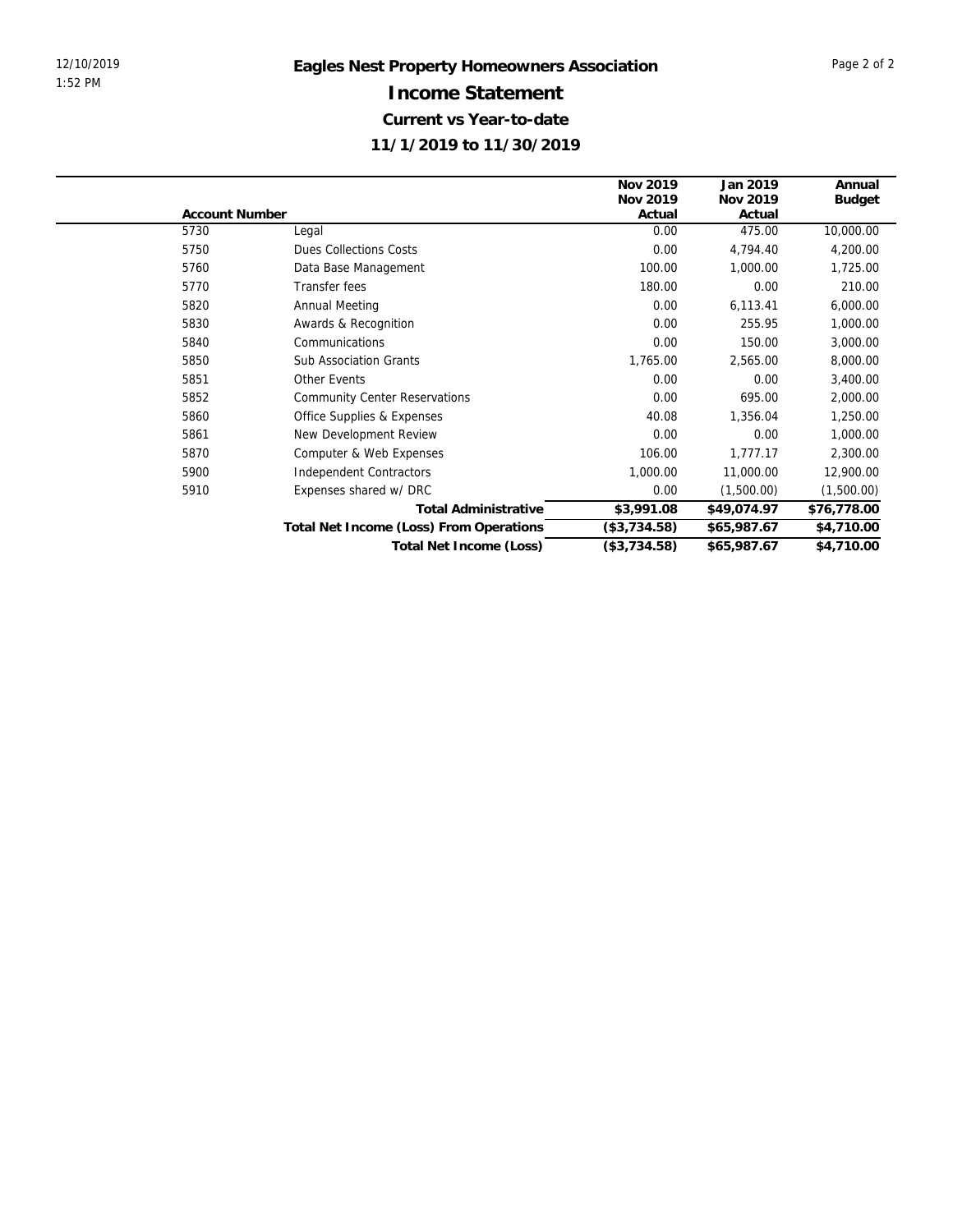12/10/2019
1:52 PM

# Eagles Nest Property Homeowners Association

## Income Statement

### Current vs Year-to-date

### 11/1/2019 to 11/30/2019

| Account Number | | Nov 2019 Nov 2019 Actual | Jan 2019 Nov 2019 Actual | Annual Budget |
|---|---|---|---|---|
| 5730 | Legal | 0.00 | 475.00 | 10,000.00 |
| 5750 | Dues Collections Costs | 0.00 | 4,794.40 | 4,200.00 |
| 5760 | Data Base Management | 100.00 | 1,000.00 | 1,725.00 |
| 5770 | Transfer fees | 180.00 | 0.00 | 210.00 |
| 5820 | Annual Meeting | 0.00 | 6,113.41 | 6,000.00 |
| 5830 | Awards & Recognition | 0.00 | 255.95 | 1,000.00 |
| 5840 | Communications | 0.00 | 150.00 | 3,000.00 |
| 5850 | Sub Association Grants | 1,765.00 | 2,565.00 | 8,000.00 |
| 5851 | Other Events | 0.00 | 0.00 | 3,400.00 |
| 5852 | Community Center Reservations | 0.00 | 695.00 | 2,000.00 |
| 5860 | Office Supplies & Expenses | 40.08 | 1,356.04 | 1,250.00 |
| 5861 | New Development Review | 0.00 | 0.00 | 1,000.00 |
| 5870 | Computer & Web Expenses | 106.00 | 1,777.17 | 2,300.00 |
| 5900 | Independent Contractors | 1,000.00 | 11,000.00 | 12,900.00 |
| 5910 | Expenses shared w/ DRC | 0.00 | (1,500.00) | (1,500.00) |
| | **Total Administrative** | **$3,991.08** | **$49,074.97** | **$76,778.00** |
| | **Total Net Income (Loss) From Operations** | **($3,734.58)** | **$65,987.67** | **$4,710.00** |
| | **Total Net Income (Loss)** | **($3,734.58)** | **$65,987.67** | **$4,710.00** |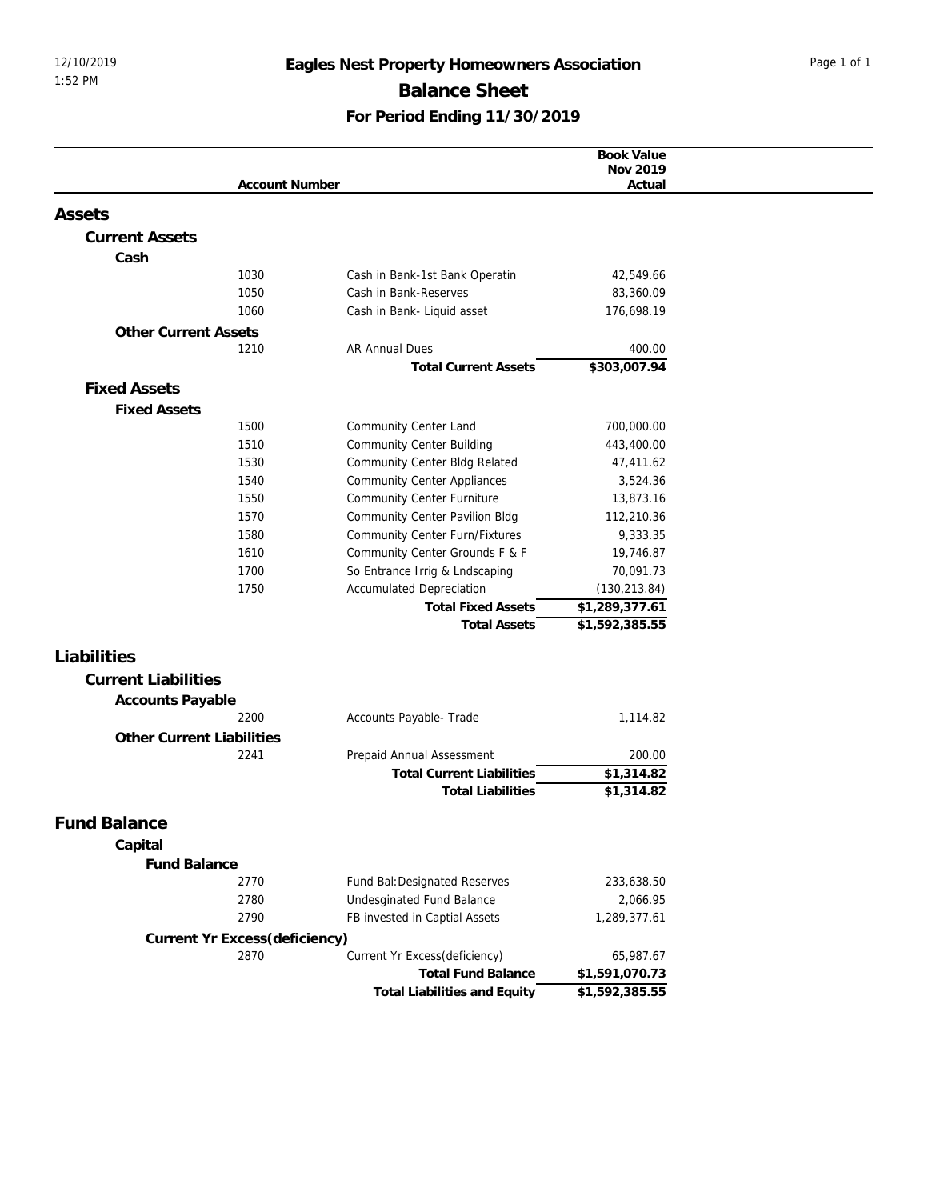# Eagles Nest Property Homeowners Association

## Balance Sheet

### For Period Ending 11/30/2019

| Account Number | | Book Value Nov 2019 Actual |
|---|---|---|
| **Assets** | | |
| **Current Assets** | | |
| **Cash** | | |
| 1030 | Cash in Bank-1st Bank Operatin | 42,549.66 |
| 1050 | Cash in Bank-Reserves | 83,360.09 |
| 1060 | Cash in Bank- Liquid asset | 176,698.19 |
| **Other Current Assets** | | |
| 1210 | AR Annual Dues | 400.00 |
| | **Total Current Assets** | **$303,007.94** |
| **Fixed Assets** | | |
| **Fixed Assets** | | |
| 1500 | Community Center Land | 700,000.00 |
| 1510 | Community Center Building | 443,400.00 |
| 1530 | Community Center Bldg Related | 47,411.62 |
| 1540 | Community Center Appliances | 3,524.36 |
| 1550 | Community Center Furniture | 13,873.16 |
| 1570 | Community Center Pavilion Bldg | 112,210.36 |
| 1580 | Community Center Furn/Fixtures | 9,333.35 |
| 1610 | Community Center Grounds F & F | 19,746.87 |
| 1700 | So Entrance Irrig & Lndscaping | 70,091.73 |
| 1750 | Accumulated Depreciation | (130,213.84) |
| | **Total Fixed Assets** | **$1,289,377.61** |
| | **Total Assets** | **$1,592,385.55** |
| **Liabilities** | | |
| **Current Liabilities** | | |
| **Accounts Payable** | | |
| 2200 | Accounts Payable- Trade | 1,114.82 |
| **Other Current Liabilities** | | |
| 2241 | Prepaid Annual Assessment | 200.00 |
| | **Total Current Liabilities** | **$1,314.82** |
| | **Total Liabilities** | **$1,314.82** |
| **Fund Balance** | | |
| **Capital** | | |
| **Fund Balance** | | |
| 2770 | Fund Bal:Designated Reserves | 233,638.50 |
| 2780 | Undesginated Fund Balance | 2,066.95 |
| 2790 | FB invested in Captial Assets | 1,289,377.61 |
| **Current Yr Excess(deficiency)** | | |
| 2870 | Current Yr Excess(deficiency) | 65,987.67 |
| | **Total Fund Balance** | **$1,591,070.73** |
| | **Total Liabilities and Equity** | **$1,592,385.55** |